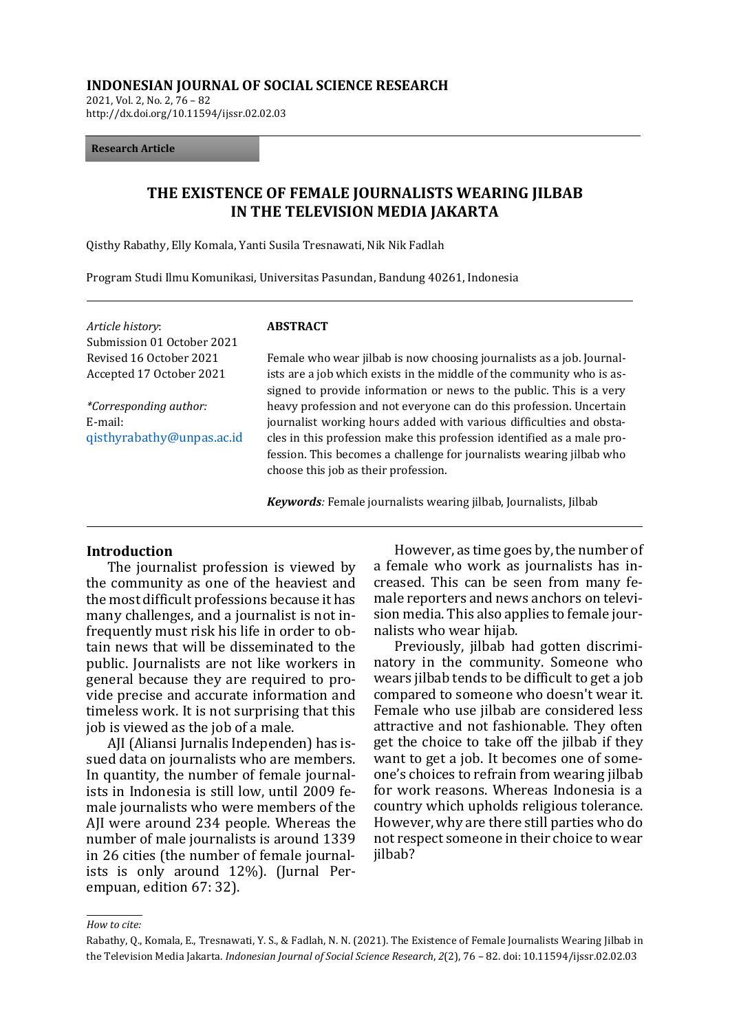**INDONESIAN JOURNAL OF SOCIAL SCIENCE RESEARCH**
2021, Vol. 2, No. 2, 76 – 82
http://dx.doi.org/10.11594/ijssr.02.02.03

**Research Article**

# THE EXISTENCE OF FEMALE JOURNALISTS WEARING JILBAB IN THE TELEVISION MEDIA JAKARTA

Qisthy Rabathy, Elly Komala, Yanti Susila Tresnawati, Nik Nik Fadlah

Program Studi Ilmu Komunikasi, Universitas Pasundan, Bandung 40261, Indonesia

*Article history*:
Submission 01 October 2021
Revised 16 October 2021
Accepted 17 October 2021

*\*Corresponding author:*
E-mail:
qisthyrabathy@unpas.ac.id

**ABSTRACT**

Female who wear jilbab is now choosing journalists as a job. Journalists are a job which exists in the middle of the community who is assigned to provide information or news to the public. This is a very heavy profession and not everyone can do this profession. Uncertain journalist working hours added with various difficulties and obstacles in this profession make this profession identified as a male profession. This becomes a challenge for journalists wearing jilbab who choose this job as their profession.

***Keywords****:* Female journalists wearing jilbab, Journalists, Jilbab

## Introduction

The journalist profession is viewed by the community as one of the heaviest and the most difficult professions because it has many challenges, and a journalist is not infrequently must risk his life in order to obtain news that will be disseminated to the public. Journalists are not like workers in general because they are required to provide precise and accurate information and timeless work. It is not surprising that this job is viewed as the job of a male.

AJI (Aliansi Jurnalis Independen) has issued data on journalists who are members. In quantity, the number of female journalists in Indonesia is still low, until 2009 female journalists who were members of the AJI were around 234 people. Whereas the number of male journalists is around 1339 in 26 cities (the number of female journalists is only around 12%). (Jurnal Perempuan, edition 67: 32).

However, as time goes by, the number of a female who work as journalists has increased. This can be seen from many female reporters and news anchors on television media. This also applies to female journalists who wear hijab.

Previously, jilbab had gotten discriminatory in the community. Someone who wears jilbab tends to be difficult to get a job compared to someone who doesn't wear it. Female who use jilbab are considered less attractive and not fashionable. They often get the choice to take off the jilbab if they want to get a job. It becomes one of someone's choices to refrain from wearing jilbab for work reasons. Whereas Indonesia is a country which upholds religious tolerance. However, why are there still parties who do not respect someone in their choice to wear jilbab?

*How to cite:*
Rabathy, Q., Komala, E., Tresnawati, Y. S., & Fadlah, N. N. (2021). The Existence of Female Journalists Wearing Jilbab in the Television Media Jakarta. *Indonesian Journal of Social Science Research*, *2*(2), 76 – 82. doi: 10.11594/ijssr.02.02.03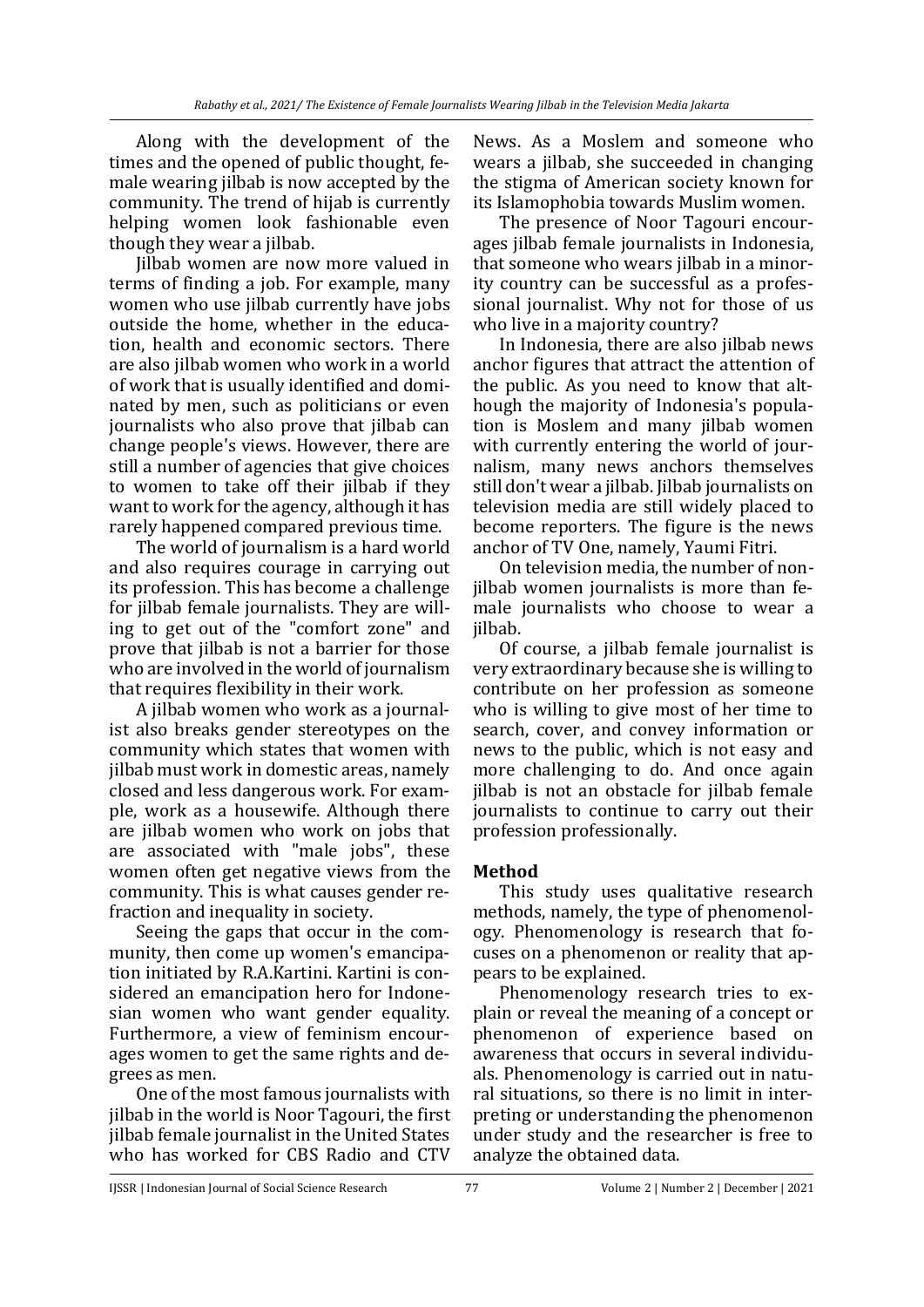Along with the development of the times and the opened of public thought, female wearing jilbab is now accepted by the community. The trend of hijab is currently helping women look fashionable even though they wear a jilbab.

Jilbab women are now more valued in terms of finding a job. For example, many women who use jilbab currently have jobs outside the home, whether in the education, health and economic sectors. There are also jilbab women who work in a world of work that is usually identified and dominated by men, such as politicians or even journalists who also prove that jilbab can change people's views. However, there are still a number of agencies that give choices to women to take off their jilbab if they want to work for the agency, although it has rarely happened compared previous time.

The world of journalism is a hard world and also requires courage in carrying out its profession. This has become a challenge for jilbab female journalists. They are willing to get out of the "comfort zone" and prove that jilbab is not a barrier for those who are involved in the world of journalism that requires flexibility in their work.

A jilbab women who work as a journalist also breaks gender stereotypes on the community which states that women with jilbab must work in domestic areas, namely closed and less dangerous work. For example, work as a housewife. Although there are jilbab women who work on jobs that are associated with "male jobs", these women often get negative views from the community. This is what causes gender refraction and inequality in society.

Seeing the gaps that occur in the community, then come up women's emancipation initiated by R.A.Kartini. Kartini is considered an emancipation hero for Indonesian women who want gender equality. Furthermore, a view of feminism encourages women to get the same rights and degrees as men.

One of the most famous journalists with jilbab in the world is Noor Tagouri, the first jilbab female journalist in the United States who has worked for CBS Radio and CTV News. As a Moslem and someone who wears a jilbab, she succeeded in changing the stigma of American society known for its Islamophobia towards Muslim women.

The presence of Noor Tagouri encourages jilbab female journalists in Indonesia, that someone who wears jilbab in a minority country can be successful as a professional journalist. Why not for those of us who live in a majority country?

In Indonesia, there are also jilbab news anchor figures that attract the attention of the public. As you need to know that although the majority of Indonesia's population is Moslem and many jilbab women with currently entering the world of journalism, many news anchors themselves still don't wear a jilbab. Jilbab journalists on television media are still widely placed to become reporters. The figure is the news anchor of TV One, namely, Yaumi Fitri.

On television media, the number of non-jilbab women journalists is more than female journalists who choose to wear a jilbab.

Of course, a jilbab female journalist is very extraordinary because she is willing to contribute on her profession as someone who is willing to give most of her time to search, cover, and convey information or news to the public, which is not easy and more challenging to do. And once again jilbab is not an obstacle for jilbab female journalists to continue to carry out their profession professionally.

## Method

This study uses qualitative research methods, namely, the type of phenomenology. Phenomenology is research that focuses on a phenomenon or reality that appears to be explained.

Phenomenology research tries to explain or reveal the meaning of a concept or phenomenon of experience based on awareness that occurs in several individuals. Phenomenology is carried out in natural situations, so there is no limit in interpreting or understanding the phenomenon under study and the researcher is free to analyze the obtained data.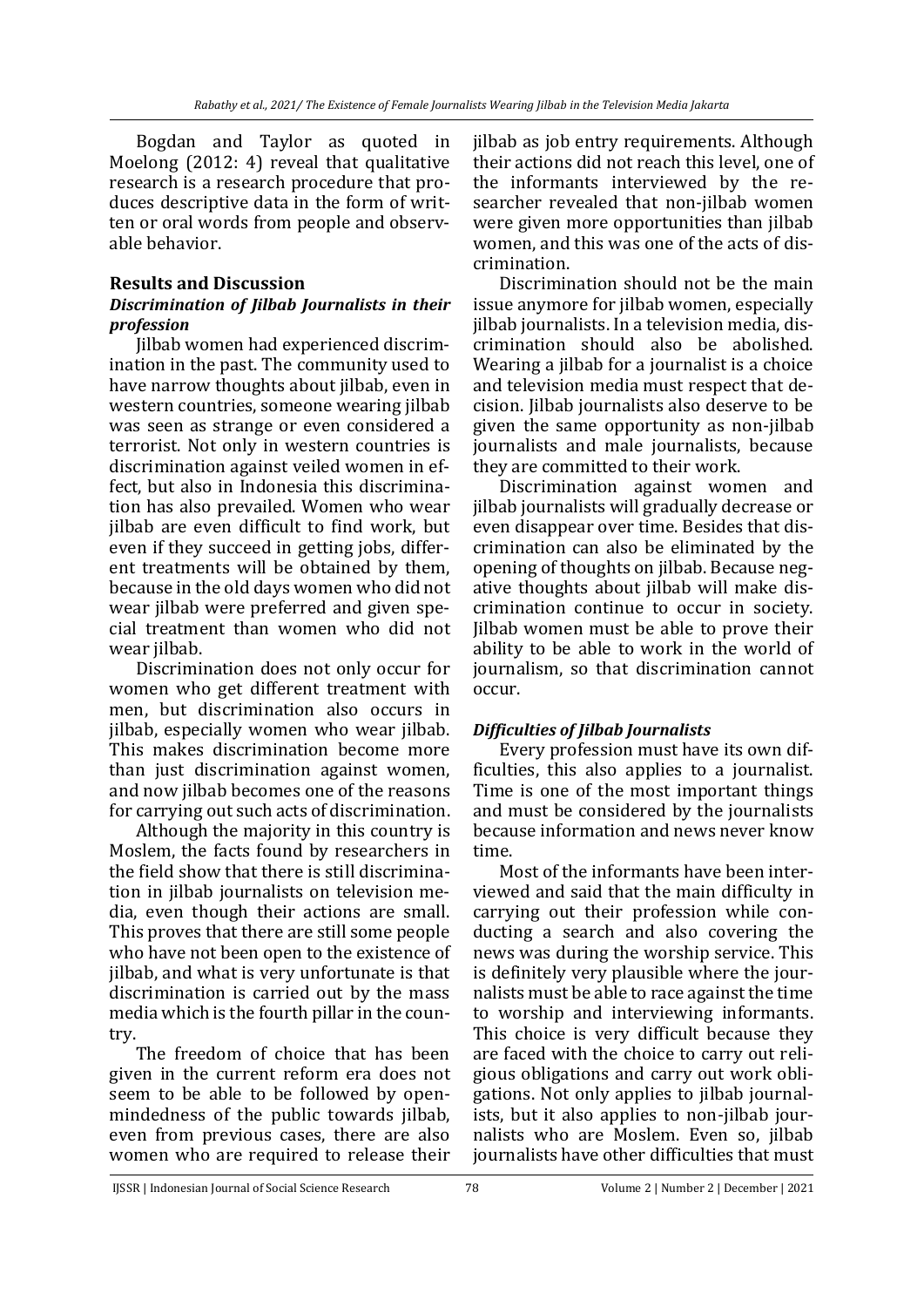Bogdan and Taylor as quoted in Moelong (2012: 4) reveal that qualitative research is a research procedure that produces descriptive data in the form of written or oral words from people and observable behavior.

## Results and Discussion

### *Discrimination of Jilbab Journalists in their profession*

Jilbab women had experienced discrimination in the past. The community used to have narrow thoughts about jilbab, even in western countries, someone wearing jilbab was seen as strange or even considered a terrorist. Not only in western countries is discrimination against veiled women in effect, but also in Indonesia this discrimination has also prevailed. Women who wear jilbab are even difficult to find work, but even if they succeed in getting jobs, different treatments will be obtained by them, because in the old days women who did not wear jilbab were preferred and given special treatment than women who did not wear jilbab.

Discrimination does not only occur for women who get different treatment with men, but discrimination also occurs in jilbab, especially women who wear jilbab. This makes discrimination become more than just discrimination against women, and now jilbab becomes one of the reasons for carrying out such acts of discrimination.

Although the majority in this country is Moslem, the facts found by researchers in the field show that there is still discrimination in jilbab journalists on television media, even though their actions are small. This proves that there are still some people who have not been open to the existence of jilbab, and what is very unfortunate is that discrimination is carried out by the mass media which is the fourth pillar in the country.

The freedom of choice that has been given in the current reform era does not seem to be able to be followed by openmindedness of the public towards jilbab, even from previous cases, there are also women who are required to release their jilbab as job entry requirements. Although their actions did not reach this level, one of the informants interviewed by the researcher revealed that non-jilbab women were given more opportunities than jilbab women, and this was one of the acts of discrimination.

Discrimination should not be the main issue anymore for jilbab women, especially jilbab journalists. In a television media, discrimination should also be abolished. Wearing a jilbab for a journalist is a choice and television media must respect that decision. Jilbab journalists also deserve to be given the same opportunity as non-jilbab journalists and male journalists, because they are committed to their work.

Discrimination against women and jilbab journalists will gradually decrease or even disappear over time. Besides that discrimination can also be eliminated by the opening of thoughts on jilbab. Because negative thoughts about jilbab will make discrimination continue to occur in society. Jilbab women must be able to prove their ability to be able to work in the world of journalism, so that discrimination cannot occur.

### *Difficulties of Jilbab Journalists*

Every profession must have its own difficulties, this also applies to a journalist. Time is one of the most important things and must be considered by the journalists because information and news never know time.

Most of the informants have been interviewed and said that the main difficulty in carrying out their profession while conducting a search and also covering the news was during the worship service. This is definitely very plausible where the journalists must be able to race against the time to worship and interviewing informants. This choice is very difficult because they are faced with the choice to carry out religious obligations and carry out work obligations. Not only applies to jilbab journalists, but it also applies to non-jilbab journalists who are Moslem. Even so, jilbab journalists have other difficulties that must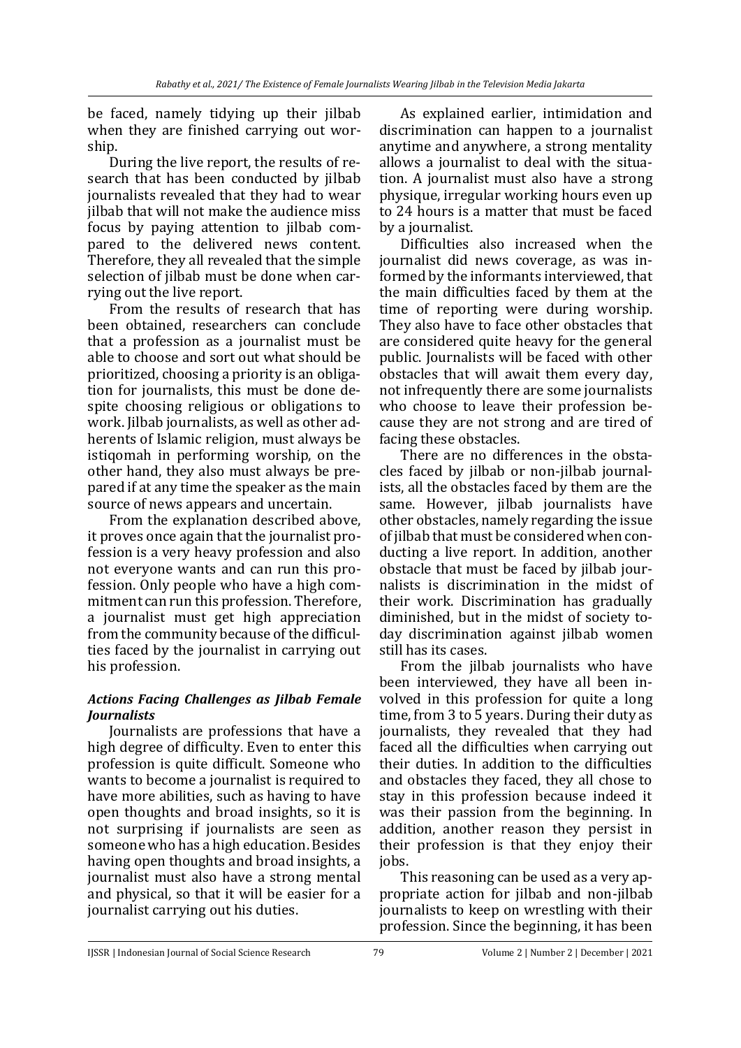be faced, namely tidying up their jilbab when they are finished carrying out worship.

During the live report, the results of research that has been conducted by jilbab journalists revealed that they had to wear jilbab that will not make the audience miss focus by paying attention to jilbab compared to the delivered news content. Therefore, they all revealed that the simple selection of jilbab must be done when carrying out the live report.

From the results of research that has been obtained, researchers can conclude that a profession as a journalist must be able to choose and sort out what should be prioritized, choosing a priority is an obligation for journalists, this must be done despite choosing religious or obligations to work. Jilbab journalists, as well as other adherents of Islamic religion, must always be istiqomah in performing worship, on the other hand, they also must always be prepared if at any time the speaker as the main source of news appears and uncertain.

From the explanation described above, it proves once again that the journalist profession is a very heavy profession and also not everyone wants and can run this profession. Only people who have a high commitment can run this profession. Therefore, a journalist must get high appreciation from the community because of the difficulties faced by the journalist in carrying out his profession.

### *Actions Facing Challenges as Jilbab Female Journalists*

Journalists are professions that have a high degree of difficulty. Even to enter this profession is quite difficult. Someone who wants to become a journalist is required to have more abilities, such as having to have open thoughts and broad insights, so it is not surprising if journalists are seen as someone who has a high education. Besides having open thoughts and broad insights, a journalist must also have a strong mental and physical, so that it will be easier for a journalist carrying out his duties.

As explained earlier, intimidation and discrimination can happen to a journalist anytime and anywhere, a strong mentality allows a journalist to deal with the situation. A journalist must also have a strong physique, irregular working hours even up to 24 hours is a matter that must be faced by a journalist.

Difficulties also increased when the journalist did news coverage, as was informed by the informants interviewed, that the main difficulties faced by them at the time of reporting were during worship. They also have to face other obstacles that are considered quite heavy for the general public. Journalists will be faced with other obstacles that will await them every day, not infrequently there are some journalists who choose to leave their profession because they are not strong and are tired of facing these obstacles.

There are no differences in the obstacles faced by jilbab or non-jilbab journalists, all the obstacles faced by them are the same. However, jilbab journalists have other obstacles, namely regarding the issue of jilbab that must be considered when conducting a live report. In addition, another obstacle that must be faced by jilbab journalists is discrimination in the midst of their work. Discrimination has gradually diminished, but in the midst of society today discrimination against jilbab women still has its cases.

From the jilbab journalists who have been interviewed, they have all been involved in this profession for quite a long time, from 3 to 5 years. During their duty as journalists, they revealed that they had faced all the difficulties when carrying out their duties. In addition to the difficulties and obstacles they faced, they all chose to stay in this profession because indeed it was their passion from the beginning. In addition, another reason they persist in their profession is that they enjoy their jobs.

This reasoning can be used as a very appropriate action for jilbab and non-jilbab journalists to keep on wrestling with their profession. Since the beginning, it has been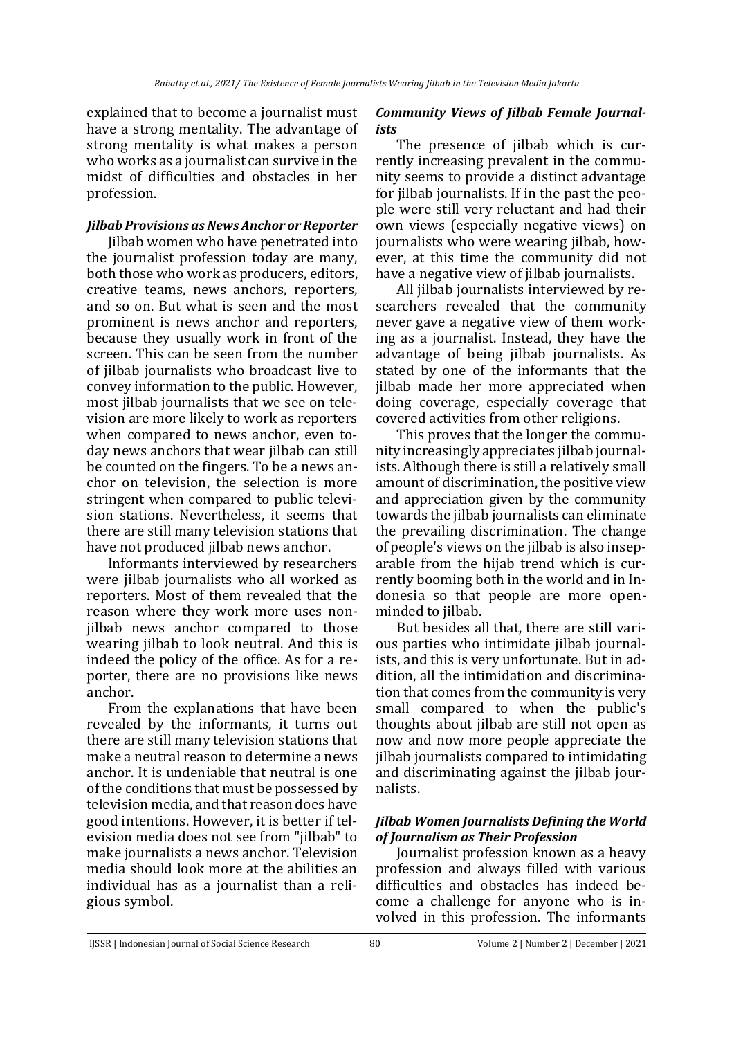explained that to become a journalist must have a strong mentality. The advantage of strong mentality is what makes a person who works as a journalist can survive in the midst of difficulties and obstacles in her profession.

### *Jilbab Provisions as News Anchor or Reporter*

Jilbab women who have penetrated into the journalist profession today are many, both those who work as producers, editors, creative teams, news anchors, reporters, and so on. But what is seen and the most prominent is news anchor and reporters, because they usually work in front of the screen. This can be seen from the number of jilbab journalists who broadcast live to convey information to the public. However, most jilbab journalists that we see on television are more likely to work as reporters when compared to news anchor, even today news anchors that wear jilbab can still be counted on the fingers. To be a news anchor on television, the selection is more stringent when compared to public television stations. Nevertheless, it seems that there are still many television stations that have not produced jilbab news anchor.

Informants interviewed by researchers were jilbab journalists who all worked as reporters. Most of them revealed that the reason where they work more uses non-jilbab news anchor compared to those wearing jilbab to look neutral. And this is indeed the policy of the office. As for a reporter, there are no provisions like news anchor.

From the explanations that have been revealed by the informants, it turns out there are still many television stations that make a neutral reason to determine a news anchor. It is undeniable that neutral is one of the conditions that must be possessed by television media, and that reason does have good intentions. However, it is better if television media does not see from "jilbab" to make journalists a news anchor. Television media should look more at the abilities an individual has as a journalist than a religious symbol.

### *Community Views of Jilbab Female Journalists*

The presence of jilbab which is currently increasing prevalent in the community seems to provide a distinct advantage for jilbab journalists. If in the past the people were still very reluctant and had their own views (especially negative views) on journalists who were wearing jilbab, however, at this time the community did not have a negative view of jilbab journalists.

All jilbab journalists interviewed by researchers revealed that the community never gave a negative view of them working as a journalist. Instead, they have the advantage of being jilbab journalists. As stated by one of the informants that the jilbab made her more appreciated when doing coverage, especially coverage that covered activities from other religions.

This proves that the longer the community increasingly appreciates jilbab journalists. Although there is still a relatively small amount of discrimination, the positive view and appreciation given by the community towards the jilbab journalists can eliminate the prevailing discrimination. The change of people's views on the jilbab is also inseparable from the hijab trend which is currently booming both in the world and in Indonesia so that people are more open-minded to jilbab.

But besides all that, there are still various parties who intimidate jilbab journalists, and this is very unfortunate. But in addition, all the intimidation and discrimination that comes from the community is very small compared to when the public's thoughts about jilbab are still not open as now and now more people appreciate the jilbab journalists compared to intimidating and discriminating against the jilbab journalists.

### *Jilbab Women Journalists Defining the World of Journalism as Their Profession*

Journalist profession known as a heavy profession and always filled with various difficulties and obstacles has indeed become a challenge for anyone who is involved in this profession. The informants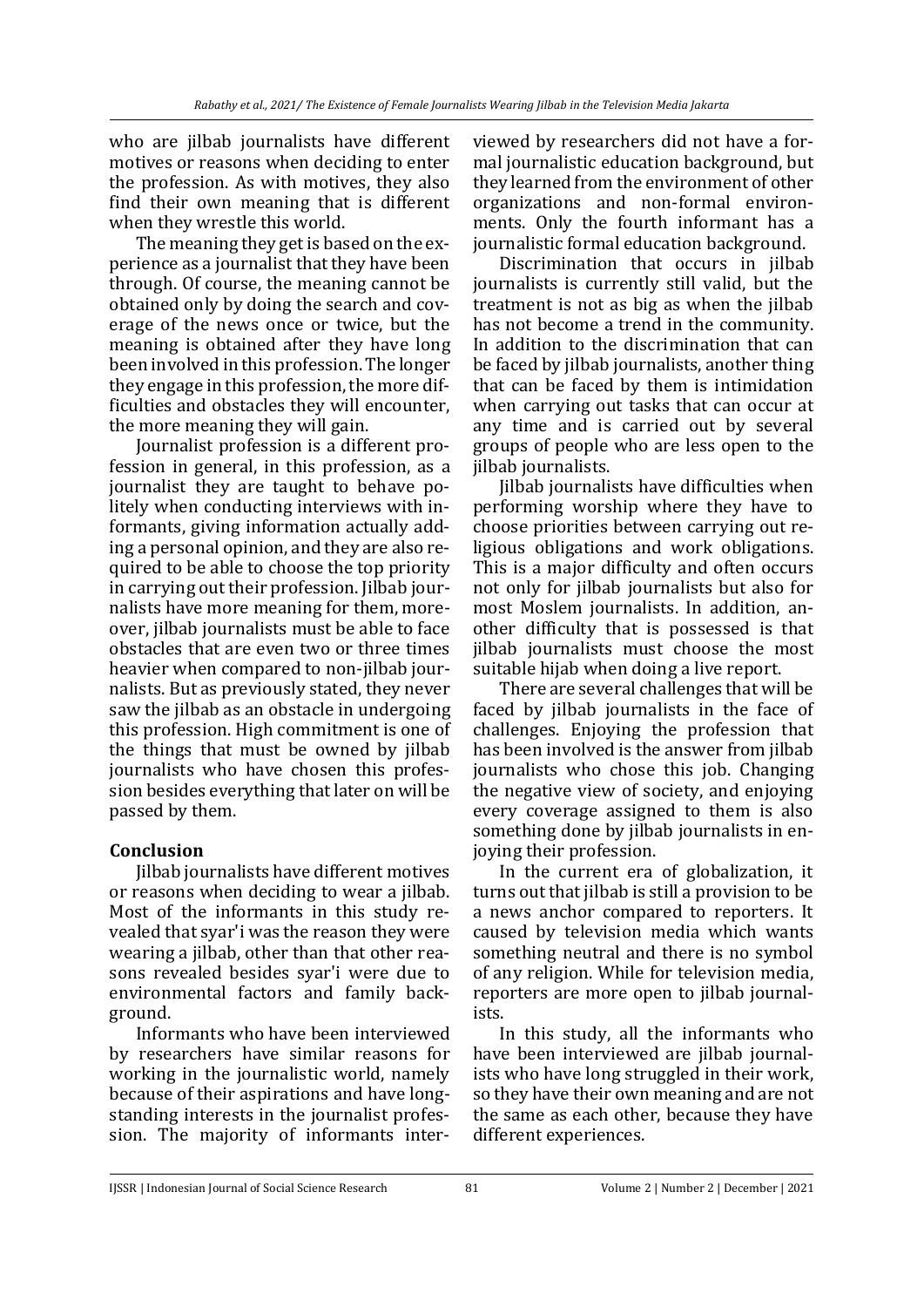who are jilbab journalists have different motives or reasons when deciding to enter the profession. As with motives, they also find their own meaning that is different when they wrestle this world.

The meaning they get is based on the experience as a journalist that they have been through. Of course, the meaning cannot be obtained only by doing the search and coverage of the news once or twice, but the meaning is obtained after they have long been involved in this profession. The longer they engage in this profession, the more difficulties and obstacles they will encounter, the more meaning they will gain.

Journalist profession is a different profession in general, in this profession, as a journalist they are taught to behave politely when conducting interviews with informants, giving information actually adding a personal opinion, and they are also required to be able to choose the top priority in carrying out their profession. Jilbab journalists have more meaning for them, moreover, jilbab journalists must be able to face obstacles that are even two or three times heavier when compared to non-jilbab journalists. But as previously stated, they never saw the jilbab as an obstacle in undergoing this profession. High commitment is one of the things that must be owned by jilbab journalists who have chosen this profession besides everything that later on will be passed by them.

## Conclusion

Jilbab journalists have different motives or reasons when deciding to wear a jilbab. Most of the informants in this study revealed that syar'i was the reason they were wearing a jilbab, other than that other reasons revealed besides syar'i were due to environmental factors and family background.

Informants who have been interviewed by researchers have similar reasons for working in the journalistic world, namely because of their aspirations and have longstanding interests in the journalist profession. The majority of informants interviewed by researchers did not have a formal journalistic education background, but they learned from the environment of other organizations and non-formal environments. Only the fourth informant has a journalistic formal education background.

Discrimination that occurs in jilbab journalists is currently still valid, but the treatment is not as big as when the jilbab has not become a trend in the community. In addition to the discrimination that can be faced by jilbab journalists, another thing that can be faced by them is intimidation when carrying out tasks that can occur at any time and is carried out by several groups of people who are less open to the jilbab journalists.

Jilbab journalists have difficulties when performing worship where they have to choose priorities between carrying out religious obligations and work obligations. This is a major difficulty and often occurs not only for jilbab journalists but also for most Moslem journalists. In addition, another difficulty that is possessed is that jilbab journalists must choose the most suitable hijab when doing a live report.

There are several challenges that will be faced by jilbab journalists in the face of challenges. Enjoying the profession that has been involved is the answer from jilbab journalists who chose this job. Changing the negative view of society, and enjoying every coverage assigned to them is also something done by jilbab journalists in enjoying their profession.

In the current era of globalization, it turns out that jilbab is still a provision to be a news anchor compared to reporters. It caused by television media which wants something neutral and there is no symbol of any religion. While for television media, reporters are more open to jilbab journalists.

In this study, all the informants who have been interviewed are jilbab journalists who have long struggled in their work, so they have their own meaning and are not the same as each other, because they have different experiences.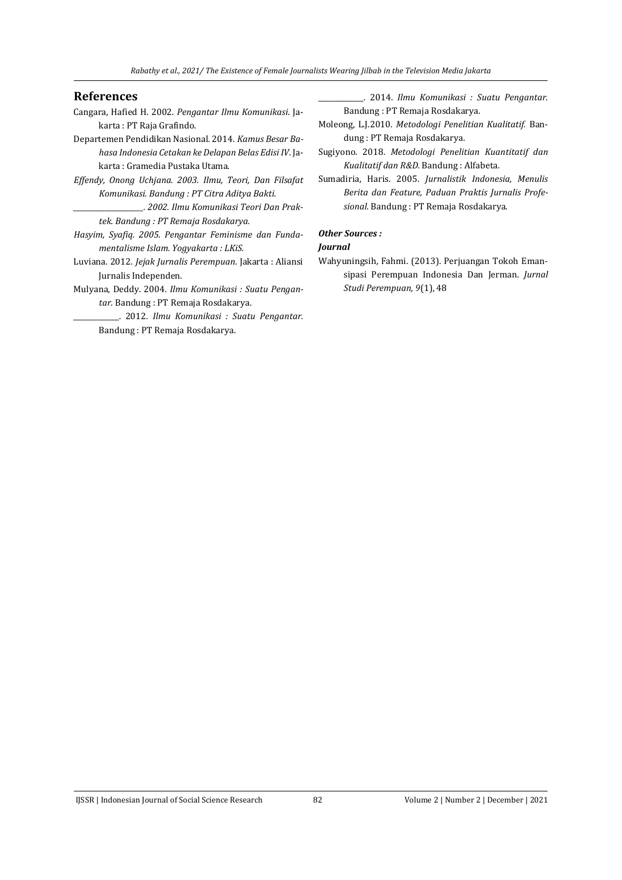## References

Cangara, Hafied H. 2002. *Pengantar Ilmu Komunikasi*. Jakarta : PT Raja Grafindo.

Departemen Pendidikan Nasional. 2014. *Kamus Besar Bahasa Indonesia Cetakan ke Delapan Belas Edisi IV*. Jakarta : Gramedia Pustaka Utama.

*Effendy, Onong Uchjana. 2003. Ilmu, Teori, Dan Filsafat Komunikasi. Bandung : PT Citra Aditya Bakti.*

*___________________. 2002. Ilmu Komunikasi Teori Dan Praktek. Bandung : PT Remaja Rosdakarya.*

*Hasyim, Syafiq. 2005. Pengantar Feminisme dan Fundamentalisme Islam. Yogyakarta : LKiS.*

Luviana. 2012. *Jejak Jurnalis Perempuan*. Jakarta : Aliansi Jurnalis Independen.

Mulyana, Deddy. 2004. *Ilmu Komunikasi : Suatu Pengantar.* Bandung : PT Remaja Rosdakarya.

___________. 2012. *Ilmu Komunikasi : Suatu Pengantar.* Bandung : PT Remaja Rosdakarya.

___________. 2014. *Ilmu Komunikasi : Suatu Pengantar.* Bandung : PT Remaja Rosdakarya.

Moleong, L.J.2010. *Metodologi Penelitian Kualitatif.* Bandung : PT Remaja Rosdakarya.

Sugiyono. 2018. *Metodologi Penelitian Kuantitatif dan Kualitatif dan R&D.* Bandung : Alfabeta.

Sumadiria, Haris. 2005. *Jurnalistik Indonesia, Menulis Berita dan Feature, Paduan Praktis Jurnalis Profesional.* Bandung : PT Remaja Rosdakarya.

***Other Sources :***

***Journal***

Wahyuningsih, Fahmi. (2013). Perjuangan Tokoh Emansipasi Perempuan Indonesia Dan Jerman. *Jurnal Studi Perempuan, 9*(1), 48